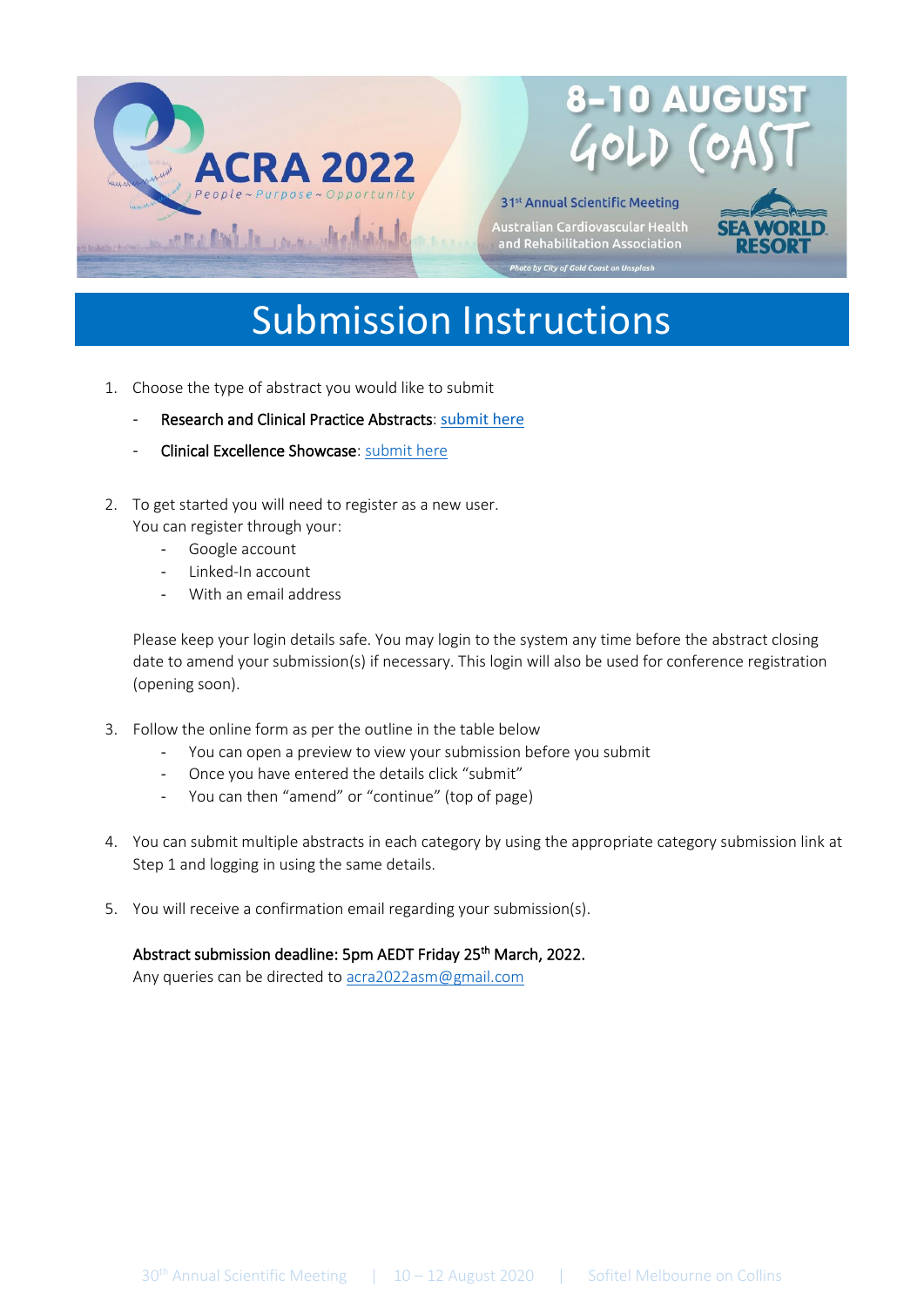ACRA 2022

People ~ Purpose ~ Opportunity

8-10 AUGUST GOLD COAST

31st Annual Scientific Meeting

Australian Cardiovascular Health and Rehabilitation Association

SEA WORLD RESORT

Photo by City of Gold Coast on Unsplash

# Submission Instructions

1. Choose the type of abstract you would like to submit
   - Research and Clinical Practice Abstracts: submit here
   - Clinical Excellence Showcase: submit here

2. To get started you will need to register as a new user.
   You can register through your:
   - Google account
   - Linked-In account
   - With an email address

   Please keep your login details safe. You may login to the system any time before the abstract closing date to amend your submission(s) if necessary. This login will also be used for conference registration (opening soon).

3. Follow the online form as per the outline in the table below
   - You can open a preview to view your submission before you submit
   - Once you have entered the details click "submit"
   - You can then "amend" or "continue" (top of page)

4. You can submit multiple abstracts in each category by using the appropriate category submission link at Step 1 and logging in using the same details.

5. You will receive a confirmation email regarding your submission(s).

   Abstract submission deadline: 5pm AEDT Friday 25th March, 2022.
   Any queries can be directed to acra2022asm@gmail.com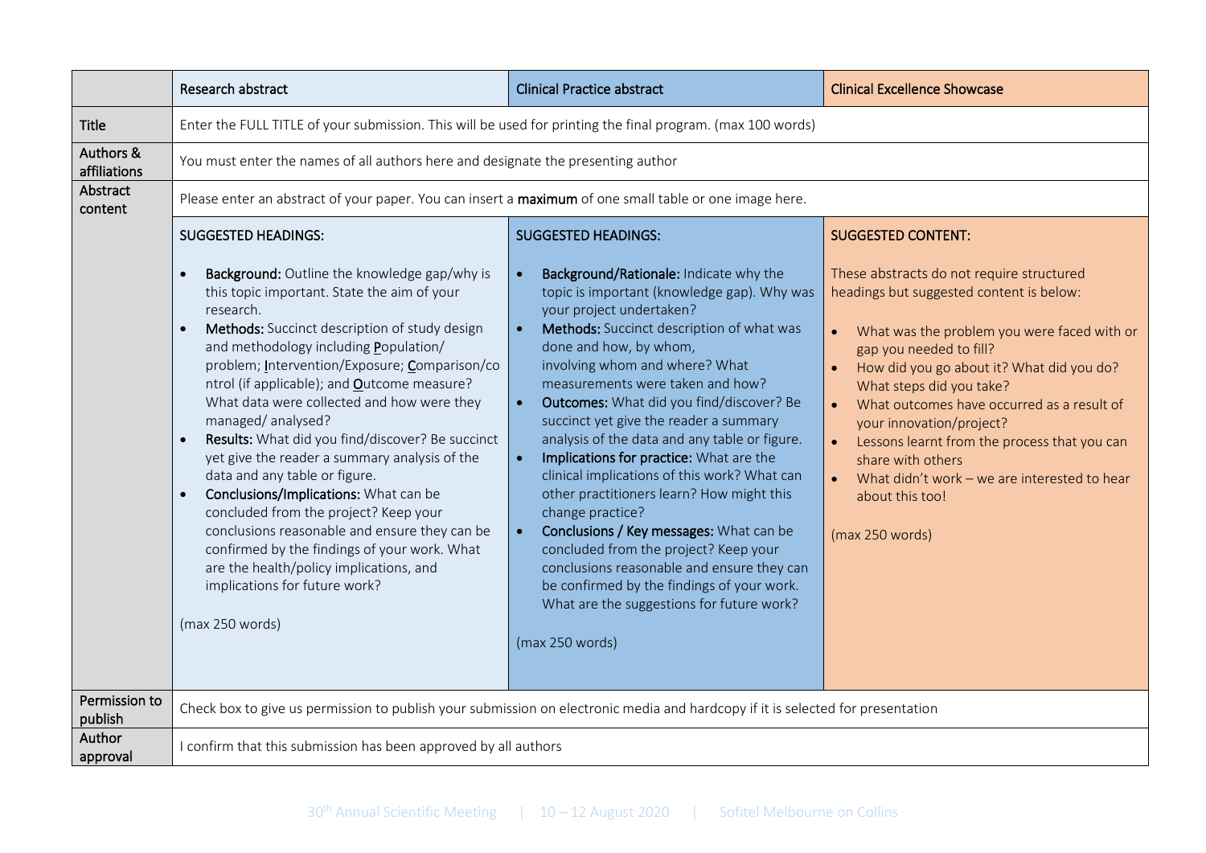| | Research abstract | Clinical Practice abstract | Clinical Excellence Showcase |
|---|---|---|---|
| Title | Enter the FULL TITLE of your submission. This will be used for printing the final program. (max 100 words) | | |
| Authors & affiliations | You must enter the names of all authors here and designate the presenting author | | |
| Abstract content | Please enter an abstract of your paper. You can insert a **maximum** of one small table or one image here. | | |
| | SUGGESTED HEADINGS:<br><br>• **Background:** Outline the knowledge gap/why is this topic important. State the aim of your research.<br>• **Methods:** Succinct description of study design and methodology including <u>P</u>opulation/ problem; <u>I</u>ntervention/Exposure; <u>C</u>omparison/control (if applicable); and <u>O</u>utcome measure? What data were collected and how were they managed/ analysed?<br>• **Results:** What did you find/discover? Be succinct yet give the reader a summary analysis of the data and any table or figure.<br>• **Conclusions/Implications:** What can be concluded from the project? Keep your conclusions reasonable and ensure they can be confirmed by the findings of your work. What are the health/policy implications, and implications for future work?<br><br>(max 250 words) | SUGGESTED HEADINGS:<br><br>• **Background/Rationale:** Indicate why the topic is important (knowledge gap). Why was your project undertaken?<br>• **Methods:** Succinct description of what was done and how, by whom, involving whom and where? What measurements were taken and how?<br>• **Outcomes:** What did you find/discover? Be succinct yet give the reader a summary analysis of the data and any table or figure.<br>• **Implications for practice:** What are the clinical implications of this work? What can other practitioners learn? How might this change practice?<br>• **Conclusions / Key messages:** What can be concluded from the project? Keep your conclusions reasonable and ensure they can be confirmed by the findings of your work. What are the suggestions for future work?<br><br>(max 250 words) | SUGGESTED CONTENT:<br><br>These abstracts do not require structured headings but suggested content is below:<br><br>• What was the problem you were faced with or gap you needed to fill?<br>• How did you go about it? What did you do? What steps did you take?<br>• What outcomes have occurred as a result of your innovation/project?<br>• Lessons learnt from the process that you can share with others<br>• What didn't work – we are interested to hear about this too!<br><br>(max 250 words) |
| Permission to publish | Check box to give us permission to publish your submission on electronic media and hardcopy if it is selected for presentation | | |
| Author approval | I confirm that this submission has been approved by all authors | | |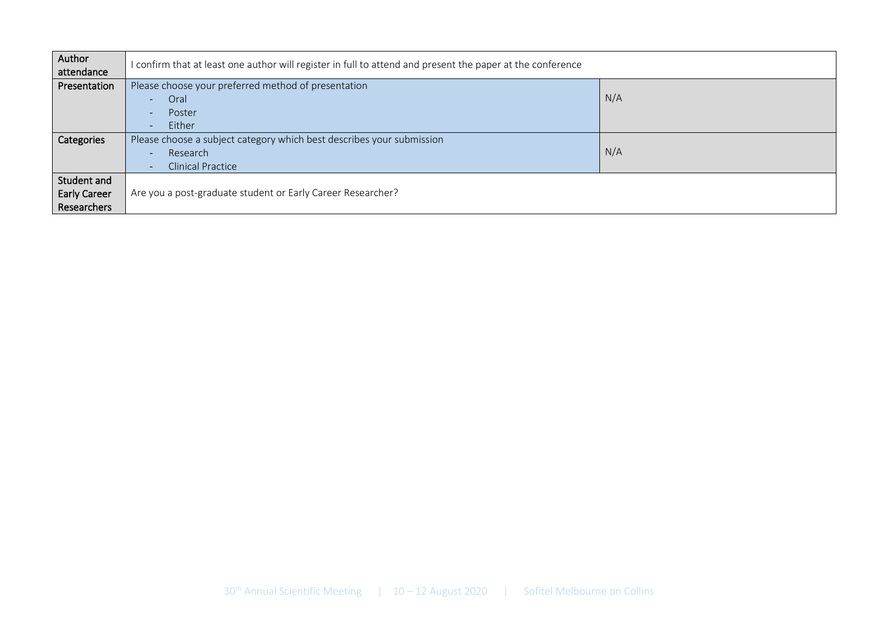| | | |
|---|---|---|
| Author attendance | I confirm that at least one author will register in full to attend and present the paper at the conference | |
| Presentation | Please choose your preferred method of presentation<br>- Oral<br>- Poster<br>- Either | N/A |
| Categories | Please choose a subject category which best describes your submission<br>- Research<br>- Clinical Practice | N/A |
| Student and Early Career Researchers | Are you a post-graduate student or Early Career Researcher? | |